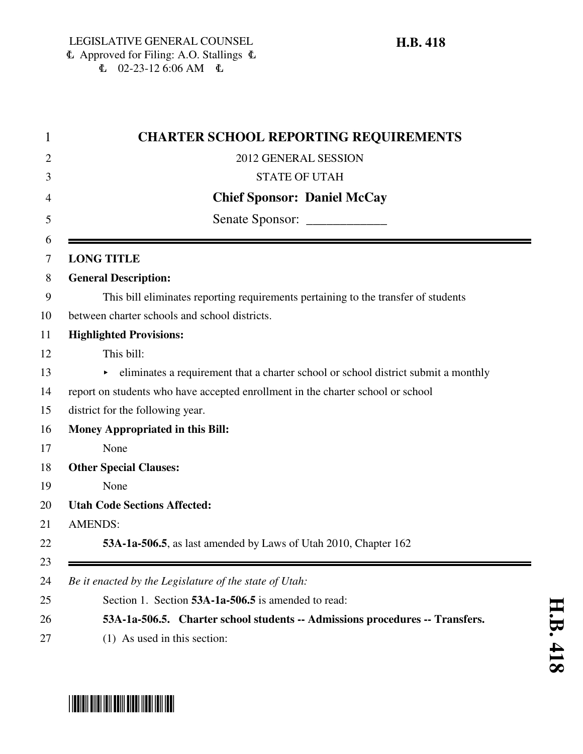LEGISLATIVE GENERAL COUNSEL
Approved for Filing: A.O. Stallings
02-23-12 6:06 AM

**H.B. 418**

# CHARTER SCHOOL REPORTING REQUIREMENTS

2012 GENERAL SESSION

STATE OF UTAH

**Chief Sponsor: Daniel McCay**

Senate Sponsor: ____________

**LONG TITLE**

**General Description:**

This bill eliminates reporting requirements pertaining to the transfer of students between charter schools and school districts.

**Highlighted Provisions:**

This bill:

- eliminates a requirement that a charter school or school district submit a monthly report on students who have accepted enrollment in the charter school or school district for the following year.

**Money Appropriated in this Bill:**

None

**Other Special Clauses:**

None

**Utah Code Sections Affected:**

AMENDS:

**53A-1a-506.5**, as last amended by Laws of Utah 2010, Chapter 162

*Be it enacted by the Legislature of the state of Utah:*

Section 1. Section **53A-1a-506.5** is amended to read:

**53A-1a-506.5. Charter school students -- Admissions procedures -- Transfers.**

(1) As used in this section: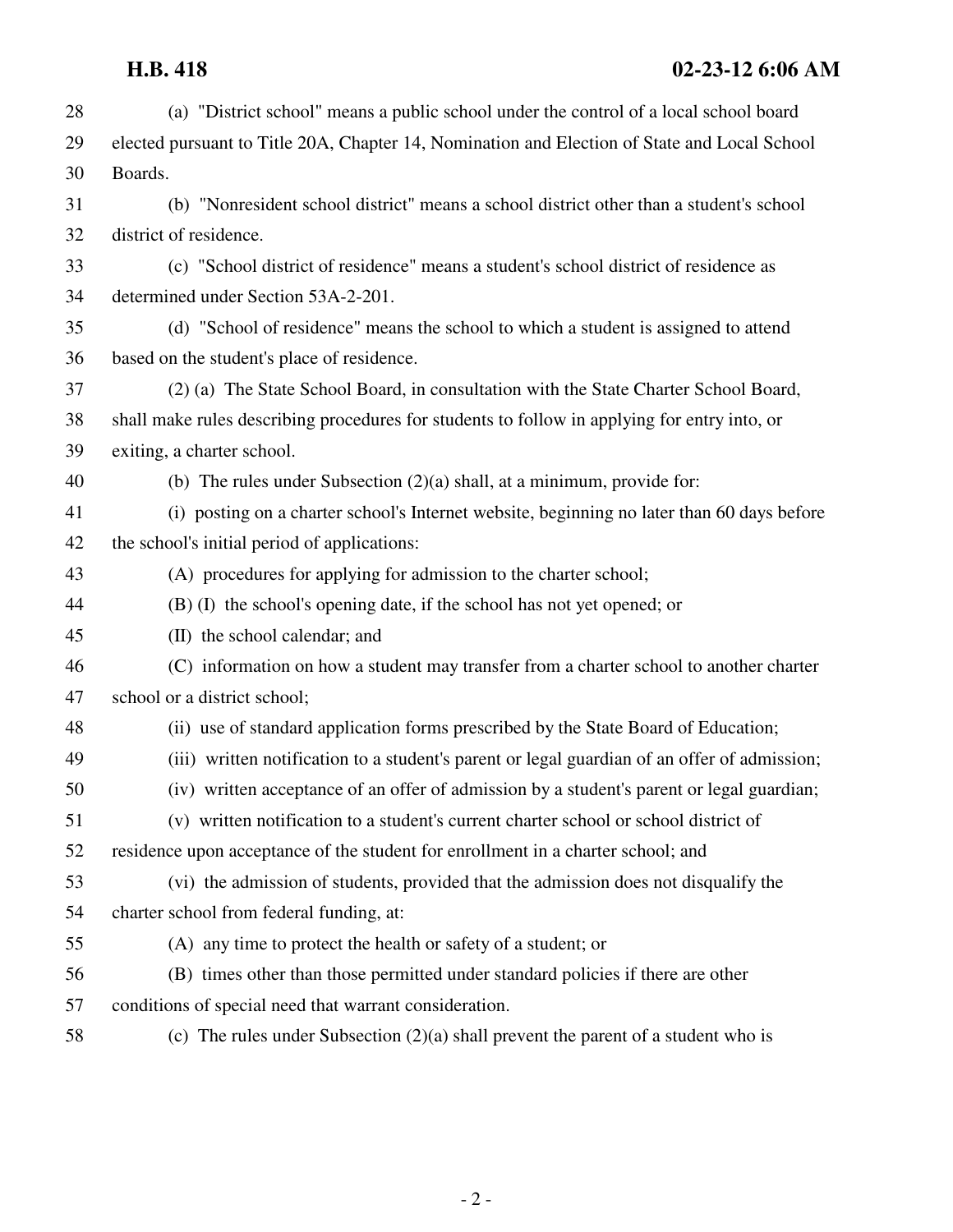(a) "District school" means a public school under the control of a local school board elected pursuant to Title 20A, Chapter 14, Nomination and Election of State and Local School Boards.

(b) "Nonresident school district" means a school district other than a student's school district of residence.

(c) "School district of residence" means a student's school district of residence as determined under Section 53A-2-201.

(d) "School of residence" means the school to which a student is assigned to attend based on the student's place of residence.

(2) (a) The State School Board, in consultation with the State Charter School Board, shall make rules describing procedures for students to follow in applying for entry into, or exiting, a charter school.

(b) The rules under Subsection (2)(a) shall, at a minimum, provide for:

(i) posting on a charter school's Internet website, beginning no later than 60 days before the school's initial period of applications:

(A) procedures for applying for admission to the charter school;

(B) (I) the school's opening date, if the school has not yet opened; or

(II) the school calendar; and

(C) information on how a student may transfer from a charter school to another charter school or a district school;

(ii) use of standard application forms prescribed by the State Board of Education;

(iii) written notification to a student's parent or legal guardian of an offer of admission;

(iv) written acceptance of an offer of admission by a student's parent or legal guardian;

(v) written notification to a student's current charter school or school district of residence upon acceptance of the student for enrollment in a charter school; and

(vi) the admission of students, provided that the admission does not disqualify the charter school from federal funding, at:

(A) any time to protect the health or safety of a student; or

(B) times other than those permitted under standard policies if there are other conditions of special need that warrant consideration.

(c) The rules under Subsection (2)(a) shall prevent the parent of a student who is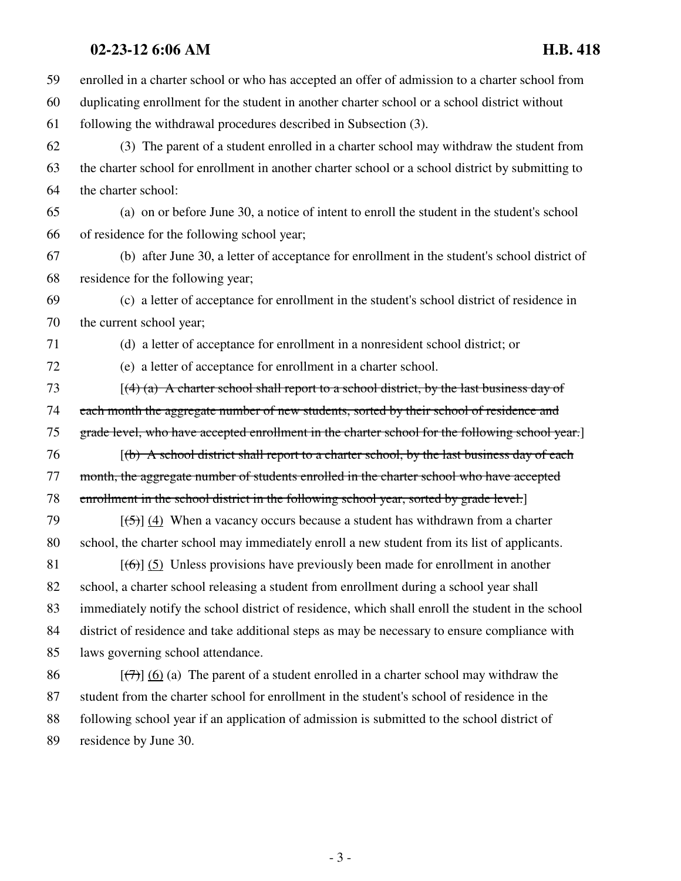enrolled in a charter school or who has accepted an offer of admission to a charter school from duplicating enrollment for the student in another charter school or a school district without following the withdrawal procedures described in Subsection (3).

(3) The parent of a student enrolled in a charter school may withdraw the student from the charter school for enrollment in another charter school or a school district by submitting to the charter school:

(a) on or before June 30, a notice of intent to enroll the student in the student's school of residence for the following school year;

(b) after June 30, a letter of acceptance for enrollment in the student's school district of residence for the following year;

(c) a letter of acceptance for enrollment in the student's school district of residence in the current school year;

(d) a letter of acceptance for enrollment in a nonresident school district; or

(e) a letter of acceptance for enrollment in a charter school.

[~~(4) (a) A charter school shall report to a school district, by the last business day of each month the aggregate number of new students, sorted by their school of residence and grade level, who have accepted enrollment in the charter school for the following school year.~~]

[~~(b) A school district shall report to a charter school, by the last business day of each month, the aggregate number of students enrolled in the charter school who have accepted enrollment in the school district in the following school year, sorted by grade level.~~]

[~~(5)~~] <u>(4)</u> When a vacancy occurs because a student has withdrawn from a charter school, the charter school may immediately enroll a new student from its list of applicants.

[~~(6)~~] <u>(5)</u> Unless provisions have previously been made for enrollment in another school, a charter school releasing a student from enrollment during a school year shall immediately notify the school district of residence, which shall enroll the student in the school district of residence and take additional steps as may be necessary to ensure compliance with laws governing school attendance.

[~~(7)~~] <u>(6)</u> (a) The parent of a student enrolled in a charter school may withdraw the student from the charter school for enrollment in the student's school of residence in the following school year if an application of admission is submitted to the school district of residence by June 30.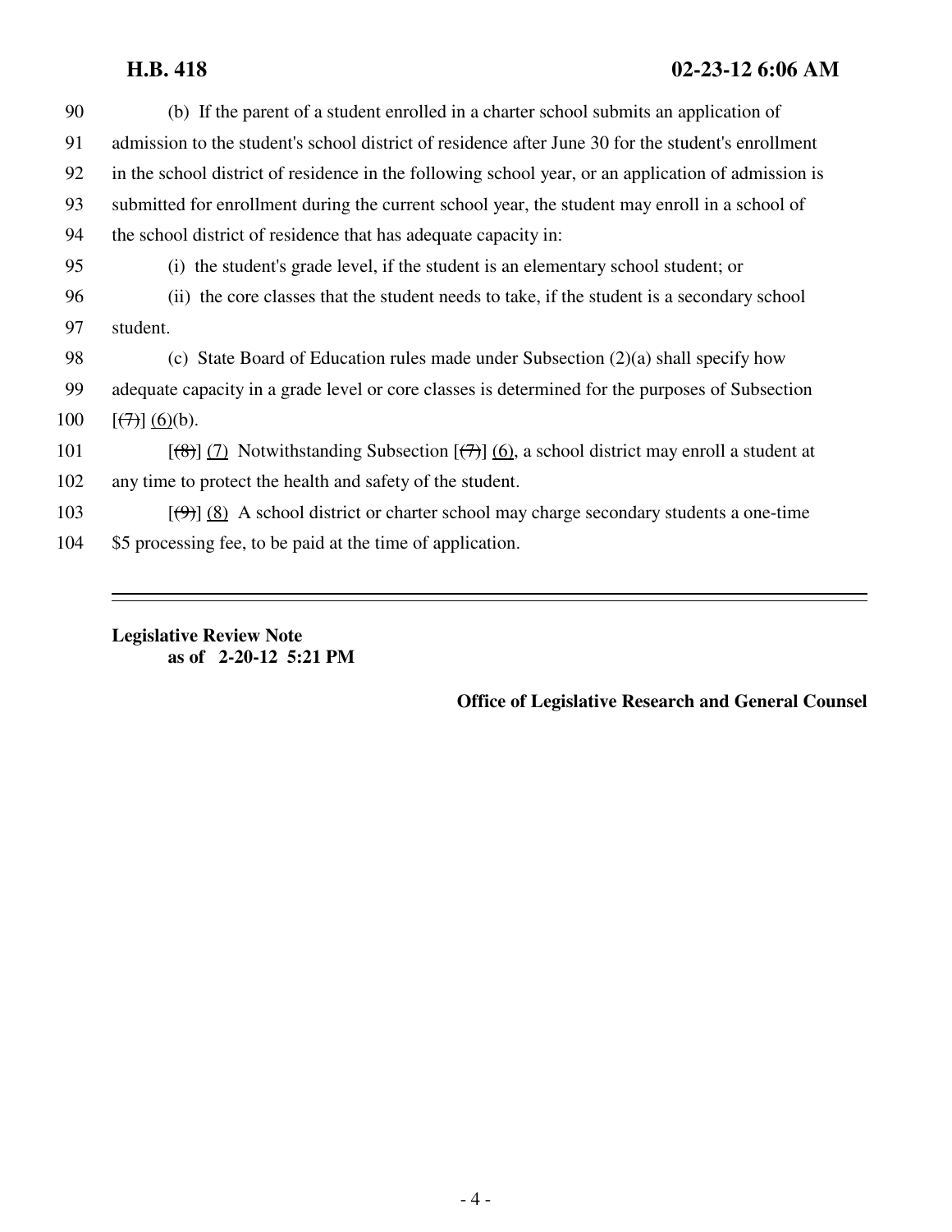90 (b) If the parent of a student enrolled in a charter school submits an application of
91 admission to the student's school district of residence after June 30 for the student's enrollment
92 in the school district of residence in the following school year, or an application of admission is
93 submitted for enrollment during the current school year, the student may enroll in a school of
94 the school district of residence that has adequate capacity in:

95 (i) the student's grade level, if the student is an elementary school student; or

96 (ii) the core classes that the student needs to take, if the student is a secondary school
97 student.

98 (c) State Board of Education rules made under Subsection (2)(a) shall specify how
99 adequate capacity in a grade level or core classes is determined for the purposes of Subsection
100 [~~(7)~~] (6)(b).

101 [~~(8)~~] (7) Notwithstanding Subsection [~~(7)~~] (6), a school district may enroll a student at
102 any time to protect the health and safety of the student.

103 [~~(9)~~] (8) A school district or charter school may charge secondary students a one-time
104 $5 processing fee, to be paid at the time of application.

---

**Legislative Review Note**
**as of 2-20-12 5:21 PM**

**Office of Legislative Research and General Counsel**